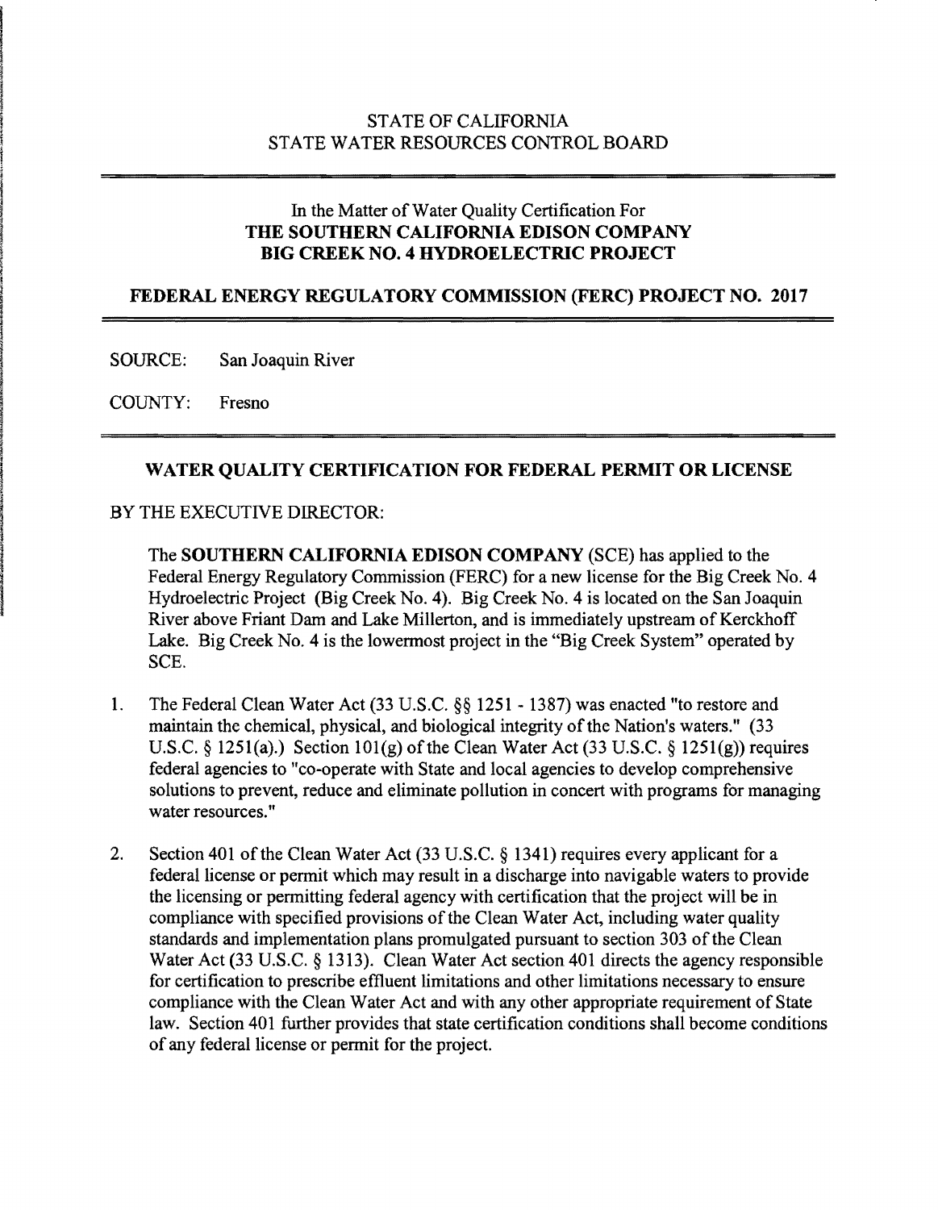STATE OF CALIFORNIA
STATE WATER RESOURCES CONTROL BOARD

In the Matter of Water Quality Certification For
**THE SOUTHERN CALIFORNIA EDISON COMPANY**
**BIG CREEK NO. 4 HYDROELECTRIC PROJECT**

**FEDERAL ENERGY REGULATORY COMMISSION (FERC) PROJECT NO. 2017**

SOURCE: San Joaquin River

COUNTY: Fresno

## WATER QUALITY CERTIFICATION FOR FEDERAL PERMIT OR LICENSE

BY THE EXECUTIVE DIRECTOR:

The **SOUTHERN CALIFORNIA EDISON COMPANY** (SCE) has applied to the Federal Energy Regulatory Commission (FERC) for a new license for the Big Creek No. 4 Hydroelectric Project (Big Creek No. 4). Big Creek No. 4 is located on the San Joaquin River above Friant Dam and Lake Millerton, and is immediately upstream of Kerckhoff Lake. Big Creek No. 4 is the lowermost project in the "Big Creek System" operated by SCE.

1. The Federal Clean Water Act (33 U.S.C. §§ 1251 - 1387) was enacted "to restore and maintain the chemical, physical, and biological integrity of the Nation's waters." (33 U.S.C. § 1251(a).) Section 101(g) of the Clean Water Act (33 U.S.C. § 1251(g)) requires federal agencies to "co-operate with State and local agencies to develop comprehensive solutions to prevent, reduce and eliminate pollution in concert with programs for managing water resources."

2. Section 401 of the Clean Water Act (33 U.S.C. § 1341) requires every applicant for a federal license or permit which may result in a discharge into navigable waters to provide the licensing or permitting federal agency with certification that the project will be in compliance with specified provisions of the Clean Water Act, including water quality standards and implementation plans promulgated pursuant to section 303 of the Clean Water Act (33 U.S.C. § 1313). Clean Water Act section 401 directs the agency responsible for certification to prescribe effluent limitations and other limitations necessary to ensure compliance with the Clean Water Act and with any other appropriate requirement of State law. Section 401 further provides that state certification conditions shall become conditions of any federal license or permit for the project.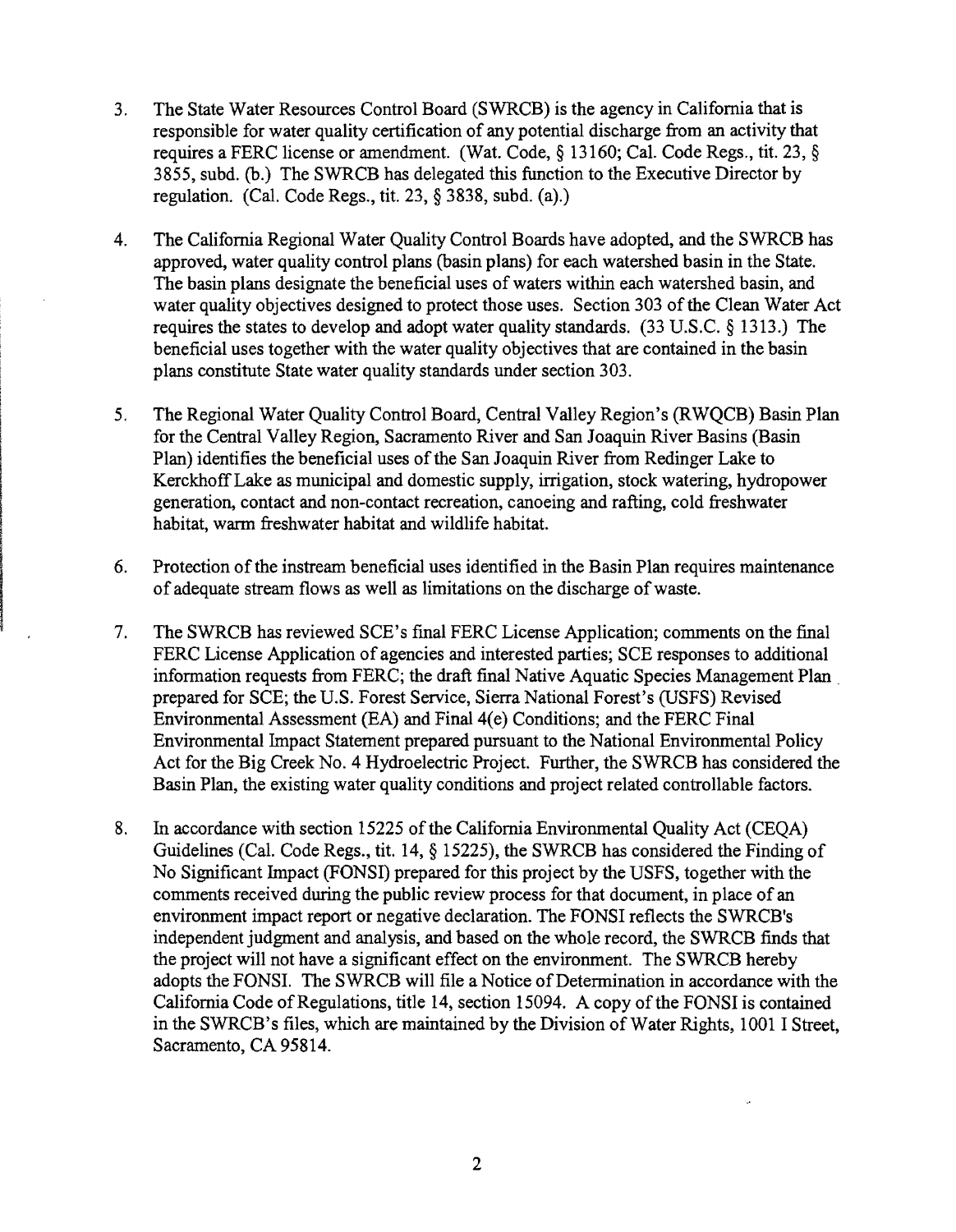3. The State Water Resources Control Board (SWRCB) is the agency in California that is responsible for water quality certification of any potential discharge from an activity that requires a FERC license or amendment. (Wat. Code, § 13160; Cal. Code Regs., tit. 23, § 3855, subd. (b.) The SWRCB has delegated this function to the Executive Director by regulation. (Cal. Code Regs., tit. 23, § 3838, subd. (a).)

4. The California Regional Water Quality Control Boards have adopted, and the SWRCB has approved, water quality control plans (basin plans) for each watershed basin in the State. The basin plans designate the beneficial uses of waters within each watershed basin, and water quality objectives designed to protect those uses. Section 303 of the Clean Water Act requires the states to develop and adopt water quality standards. (33 U.S.C. § 1313.) The beneficial uses together with the water quality objectives that are contained in the basin plans constitute State water quality standards under section 303.

5. The Regional Water Quality Control Board, Central Valley Region's (RWQCB) Basin Plan for the Central Valley Region, Sacramento River and San Joaquin River Basins (Basin Plan) identifies the beneficial uses of the San Joaquin River from Redinger Lake to Kerckhoff Lake as municipal and domestic supply, irrigation, stock watering, hydropower generation, contact and non-contact recreation, canoeing and rafting, cold freshwater habitat, warm freshwater habitat and wildlife habitat.

6. Protection of the instream beneficial uses identified in the Basin Plan requires maintenance of adequate stream flows as well as limitations on the discharge of waste.

7. The SWRCB has reviewed SCE's final FERC License Application; comments on the final FERC License Application of agencies and interested parties; SCE responses to additional information requests from FERC; the draft final Native Aquatic Species Management Plan prepared for SCE; the U.S. Forest Service, Sierra National Forest's (USFS) Revised Environmental Assessment (EA) and Final 4(e) Conditions; and the FERC Final Environmental Impact Statement prepared pursuant to the National Environmental Policy Act for the Big Creek No. 4 Hydroelectric Project. Further, the SWRCB has considered the Basin Plan, the existing water quality conditions and project related controllable factors.

8. In accordance with section 15225 of the California Environmental Quality Act (CEQA) Guidelines (Cal. Code Regs., tit. 14, § 15225), the SWRCB has considered the Finding of No Significant Impact (FONSI) prepared for this project by the USFS, together with the comments received during the public review process for that document, in place of an environment impact report or negative declaration. The FONSI reflects the SWRCB's independent judgment and analysis, and based on the whole record, the SWRCB finds that the project will not have a significant effect on the environment. The SWRCB hereby adopts the FONSI. The SWRCB will file a Notice of Determination in accordance with the California Code of Regulations, title 14, section 15094. A copy of the FONSI is contained in the SWRCB's files, which are maintained by the Division of Water Rights, 1001 I Street, Sacramento, CA 95814.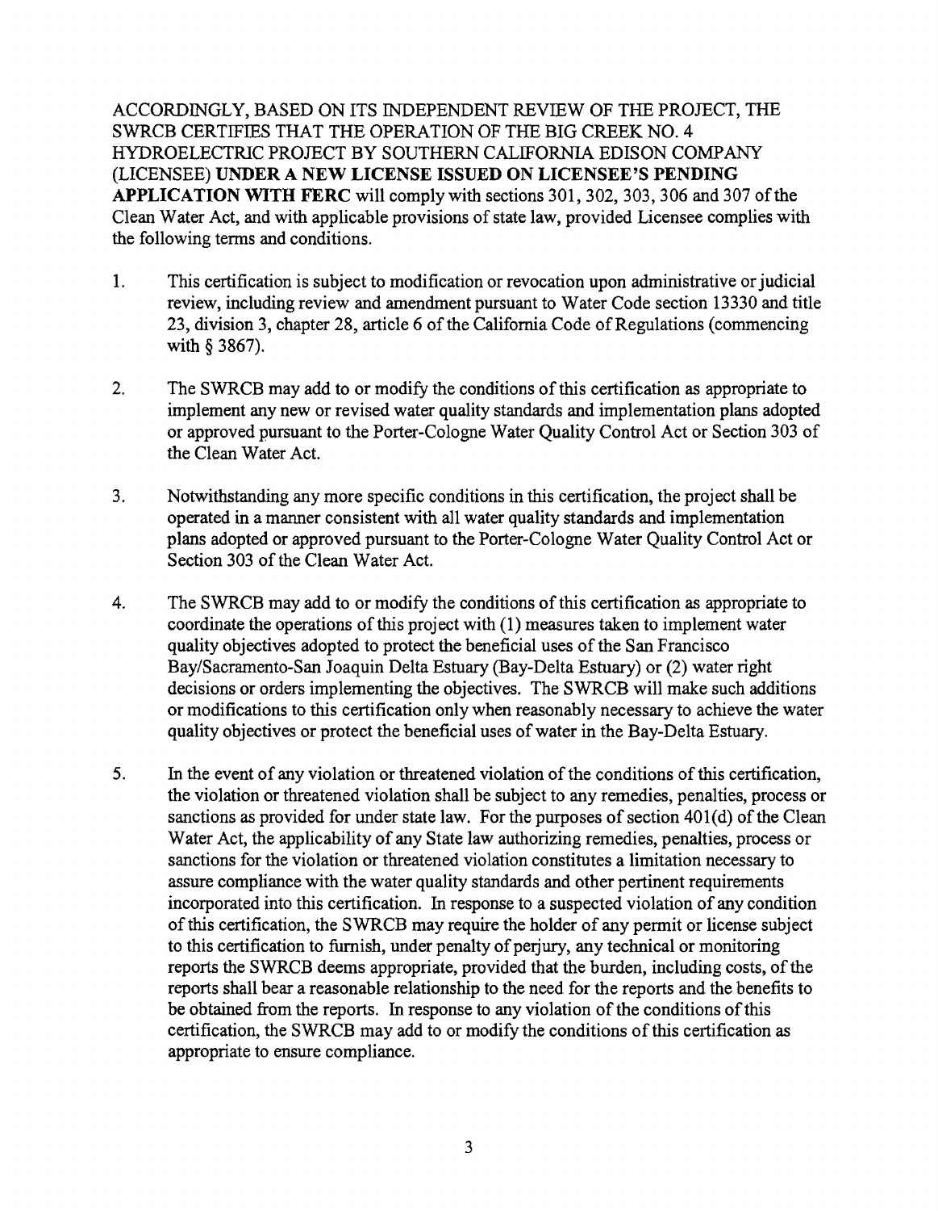ACCORDINGLY, BASED ON ITS INDEPENDENT REVIEW OF THE PROJECT, THE SWRCB CERTIFIES THAT THE OPERATION OF THE BIG CREEK NO. 4 HYDROELECTRIC PROJECT BY SOUTHERN CALIFORNIA EDISON COMPANY (LICENSEE) **UNDER A NEW LICENSE ISSUED ON LICENSEE'S PENDING APPLICATION WITH FERC** will comply with sections 301, 302, 303, 306 and 307 of the Clean Water Act, and with applicable provisions of state law, provided Licensee complies with the following terms and conditions.

1. This certification is subject to modification or revocation upon administrative or judicial review, including review and amendment pursuant to Water Code section 13330 and title 23, division 3, chapter 28, article 6 of the California Code of Regulations (commencing with § 3867).

2. The SWRCB may add to or modify the conditions of this certification as appropriate to implement any new or revised water quality standards and implementation plans adopted or approved pursuant to the Porter-Cologne Water Quality Control Act or Section 303 of the Clean Water Act.

3. Notwithstanding any more specific conditions in this certification, the project shall be operated in a manner consistent with all water quality standards and implementation plans adopted or approved pursuant to the Porter-Cologne Water Quality Control Act or Section 303 of the Clean Water Act.

4. The SWRCB may add to or modify the conditions of this certification as appropriate to coordinate the operations of this project with (1) measures taken to implement water quality objectives adopted to protect the beneficial uses of the San Francisco Bay/Sacramento-San Joaquin Delta Estuary (Bay-Delta Estuary) or (2) water right decisions or orders implementing the objectives. The SWRCB will make such additions or modifications to this certification only when reasonably necessary to achieve the water quality objectives or protect the beneficial uses of water in the Bay-Delta Estuary.

5. In the event of any violation or threatened violation of the conditions of this certification, the violation or threatened violation shall be subject to any remedies, penalties, process or sanctions as provided for under state law. For the purposes of section 401(d) of the Clean Water Act, the applicability of any State law authorizing remedies, penalties, process or sanctions for the violation or threatened violation constitutes a limitation necessary to assure compliance with the water quality standards and other pertinent requirements incorporated into this certification. In response to a suspected violation of any condition of this certification, the SWRCB may require the holder of any permit or license subject to this certification to furnish, under penalty of perjury, any technical or monitoring reports the SWRCB deems appropriate, provided that the burden, including costs, of the reports shall bear a reasonable relationship to the need for the reports and the benefits to be obtained from the reports. In response to any violation of the conditions of this certification, the SWRCB may add to or modify the conditions of this certification as appropriate to ensure compliance.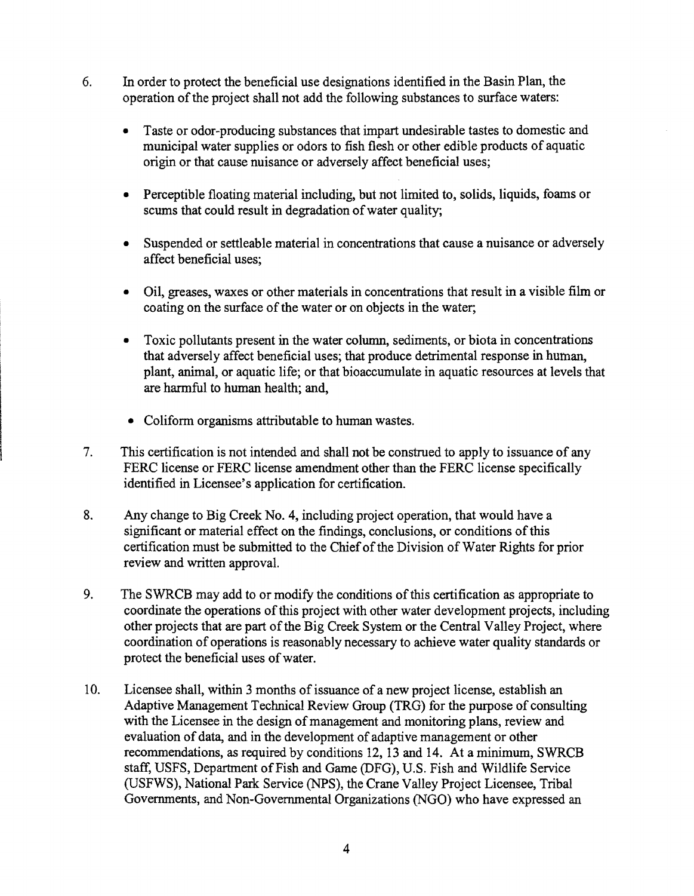6. In order to protect the beneficial use designations identified in the Basin Plan, the operation of the project shall not add the following substances to surface waters:

   - Taste or odor-producing substances that impart undesirable tastes to domestic and municipal water supplies or odors to fish flesh or other edible products of aquatic origin or that cause nuisance or adversely affect beneficial uses;

   - Perceptible floating material including, but not limited to, solids, liquids, foams or scums that could result in degradation of water quality;

   - Suspended or settleable material in concentrations that cause a nuisance or adversely affect beneficial uses;

   - Oil, greases, waxes or other materials in concentrations that result in a visible film or coating on the surface of the water or on objects in the water;

   - Toxic pollutants present in the water column, sediments, or biota in concentrations that adversely affect beneficial uses; that produce detrimental response in human, plant, animal, or aquatic life; or that bioaccumulate in aquatic resources at levels that are harmful to human health; and,

   - Coliform organisms attributable to human wastes.

7. This certification is not intended and shall not be construed to apply to issuance of any FERC license or FERC license amendment other than the FERC license specifically identified in Licensee's application for certification.

8. Any change to Big Creek No. 4, including project operation, that would have a significant or material effect on the findings, conclusions, or conditions of this certification must be submitted to the Chief of the Division of Water Rights for prior review and written approval.

9. The SWRCB may add to or modify the conditions of this certification as appropriate to coordinate the operations of this project with other water development projects, including other projects that are part of the Big Creek System or the Central Valley Project, where coordination of operations is reasonably necessary to achieve water quality standards or protect the beneficial uses of water.

10. Licensee shall, within 3 months of issuance of a new project license, establish an Adaptive Management Technical Review Group (TRG) for the purpose of consulting with the Licensee in the design of management and monitoring plans, review and evaluation of data, and in the development of adaptive management or other recommendations, as required by conditions 12, 13 and 14. At a minimum, SWRCB staff, USFS, Department of Fish and Game (DFG), U.S. Fish and Wildlife Service (USFWS), National Park Service (NPS), the Crane Valley Project Licensee, Tribal Governments, and Non-Governmental Organizations (NGO) who have expressed an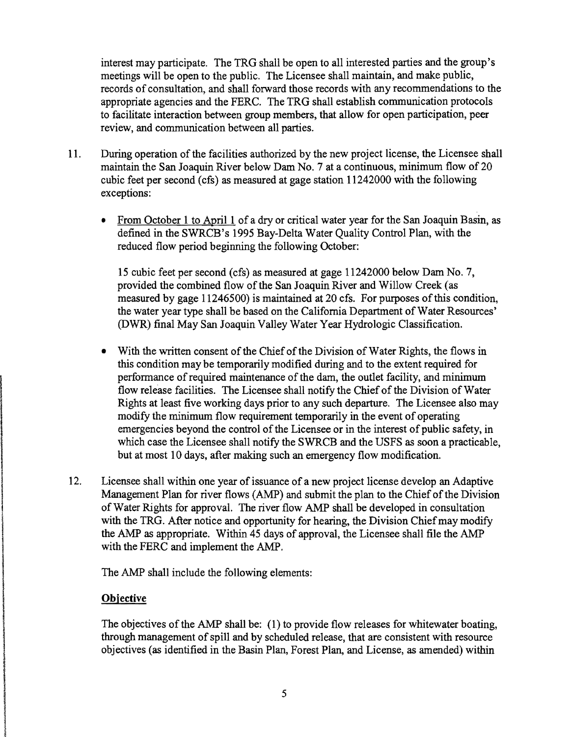interest may participate. The TRG shall be open to all interested parties and the group's meetings will be open to the public. The Licensee shall maintain, and make public, records of consultation, and shall forward those records with any recommendations to the appropriate agencies and the FERC. The TRG shall establish communication protocols to facilitate interaction between group members, that allow for open participation, peer review, and communication between all parties.

11. During operation of the facilities authorized by the new project license, the Licensee shall maintain the San Joaquin River below Dam No. 7 at a continuous, minimum flow of 20 cubic feet per second (cfs) as measured at gage station 11242000 with the following exceptions:

   - <u>From October 1 to April 1</u> of a dry or critical water year for the San Joaquin Basin, as defined in the SWRCB's 1995 Bay-Delta Water Quality Control Plan, with the reduced flow period beginning the following October:

     15 cubic feet per second (cfs) as measured at gage 11242000 below Dam No. 7, provided the combined flow of the San Joaquin River and Willow Creek (as measured by gage 11246500) is maintained at 20 cfs. For purposes of this condition, the water year type shall be based on the California Department of Water Resources' (DWR) final May San Joaquin Valley Water Year Hydrologic Classification.

   - With the written consent of the Chief of the Division of Water Rights, the flows in this condition may be temporarily modified during and to the extent required for performance of required maintenance of the dam, the outlet facility, and minimum flow release facilities. The Licensee shall notify the Chief of the Division of Water Rights at least five working days prior to any such departure. The Licensee also may modify the minimum flow requirement temporarily in the event of operating emergencies beyond the control of the Licensee or in the interest of public safety, in which case the Licensee shall notify the SWRCB and the USFS as soon a practicable, but at most 10 days, after making such an emergency flow modification.

12. Licensee shall within one year of issuance of a new project license develop an Adaptive Management Plan for river flows (AMP) and submit the plan to the Chief of the Division of Water Rights for approval. The river flow AMP shall be developed in consultation with the TRG. After notice and opportunity for hearing, the Division Chief may modify the AMP as appropriate. Within 45 days of approval, the Licensee shall file the AMP with the FERC and implement the AMP.

    The AMP shall include the following elements:

    **<u>Objective</u>**

    The objectives of the AMP shall be: (1) to provide flow releases for whitewater boating, through management of spill and by scheduled release, that are consistent with resource objectives (as identified in the Basin Plan, Forest Plan, and License, as amended) within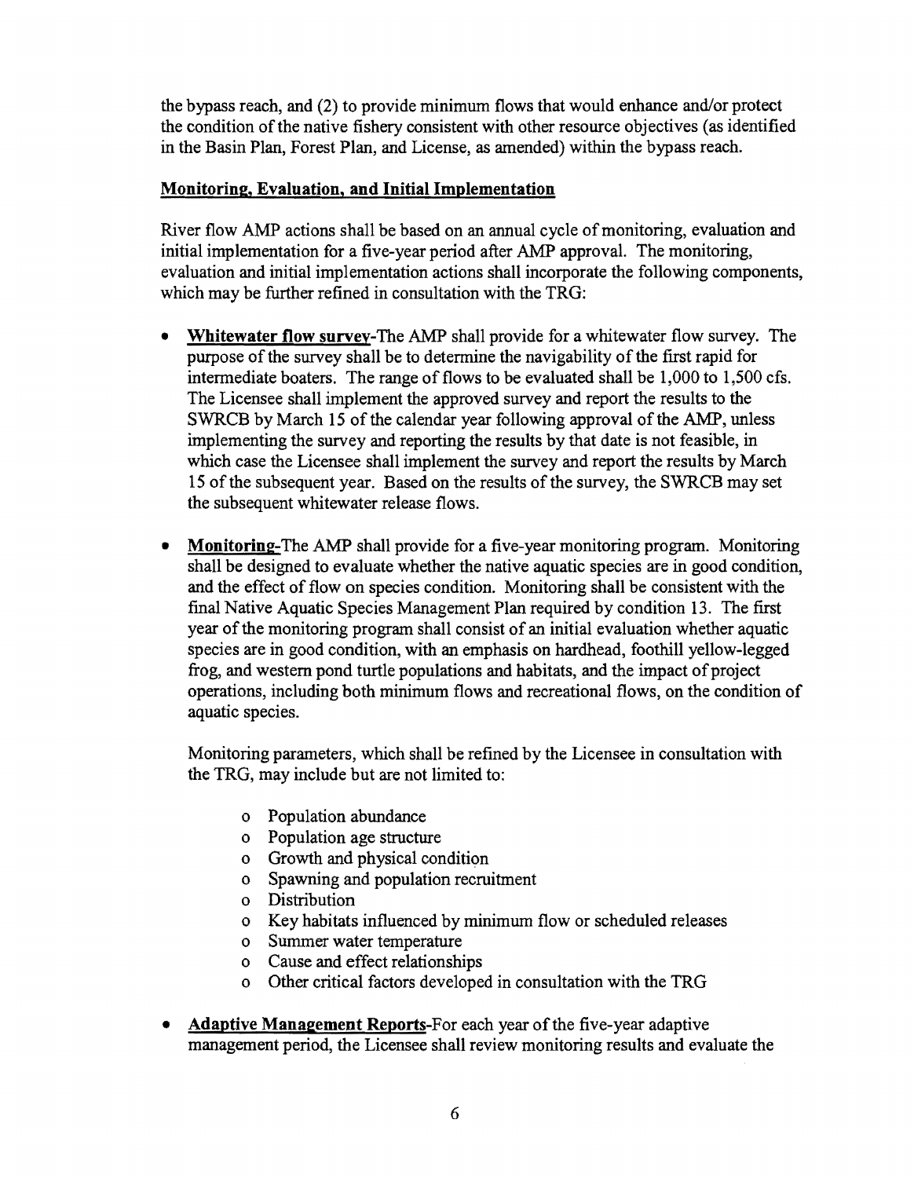the bypass reach, and (2) to provide minimum flows that would enhance and/or protect the condition of the native fishery consistent with other resource objectives (as identified in the Basin Plan, Forest Plan, and License, as amended) within the bypass reach.

**Monitoring, Evaluation, and Initial Implementation**

River flow AMP actions shall be based on an annual cycle of monitoring, evaluation and initial implementation for a five-year period after AMP approval. The monitoring, evaluation and initial implementation actions shall incorporate the following components, which may be further refined in consultation with the TRG:

- **Whitewater flow survey**-The AMP shall provide for a whitewater flow survey. The purpose of the survey shall be to determine the navigability of the first rapid for intermediate boaters. The range of flows to be evaluated shall be 1,000 to 1,500 cfs. The Licensee shall implement the approved survey and report the results to the SWRCB by March 15 of the calendar year following approval of the AMP, unless implementing the survey and reporting the results by that date is not feasible, in which case the Licensee shall implement the survey and report the results by March 15 of the subsequent year. Based on the results of the survey, the SWRCB may set the subsequent whitewater release flows.

- **Monitoring**-The AMP shall provide for a five-year monitoring program. Monitoring shall be designed to evaluate whether the native aquatic species are in good condition, and the effect of flow on species condition. Monitoring shall be consistent with the final Native Aquatic Species Management Plan required by condition 13. The first year of the monitoring program shall consist of an initial evaluation whether aquatic species are in good condition, with an emphasis on hardhead, foothill yellow-legged frog, and western pond turtle populations and habitats, and the impact of project operations, including both minimum flows and recreational flows, on the condition of aquatic species.

  Monitoring parameters, which shall be refined by the Licensee in consultation with the TRG, may include but are not limited to:

  - Population abundance
  - Population age structure
  - Growth and physical condition
  - Spawning and population recruitment
  - Distribution
  - Key habitats influenced by minimum flow or scheduled releases
  - Summer water temperature
  - Cause and effect relationships
  - Other critical factors developed in consultation with the TRG

- **Adaptive Management Reports**-For each year of the five-year adaptive management period, the Licensee shall review monitoring results and evaluate the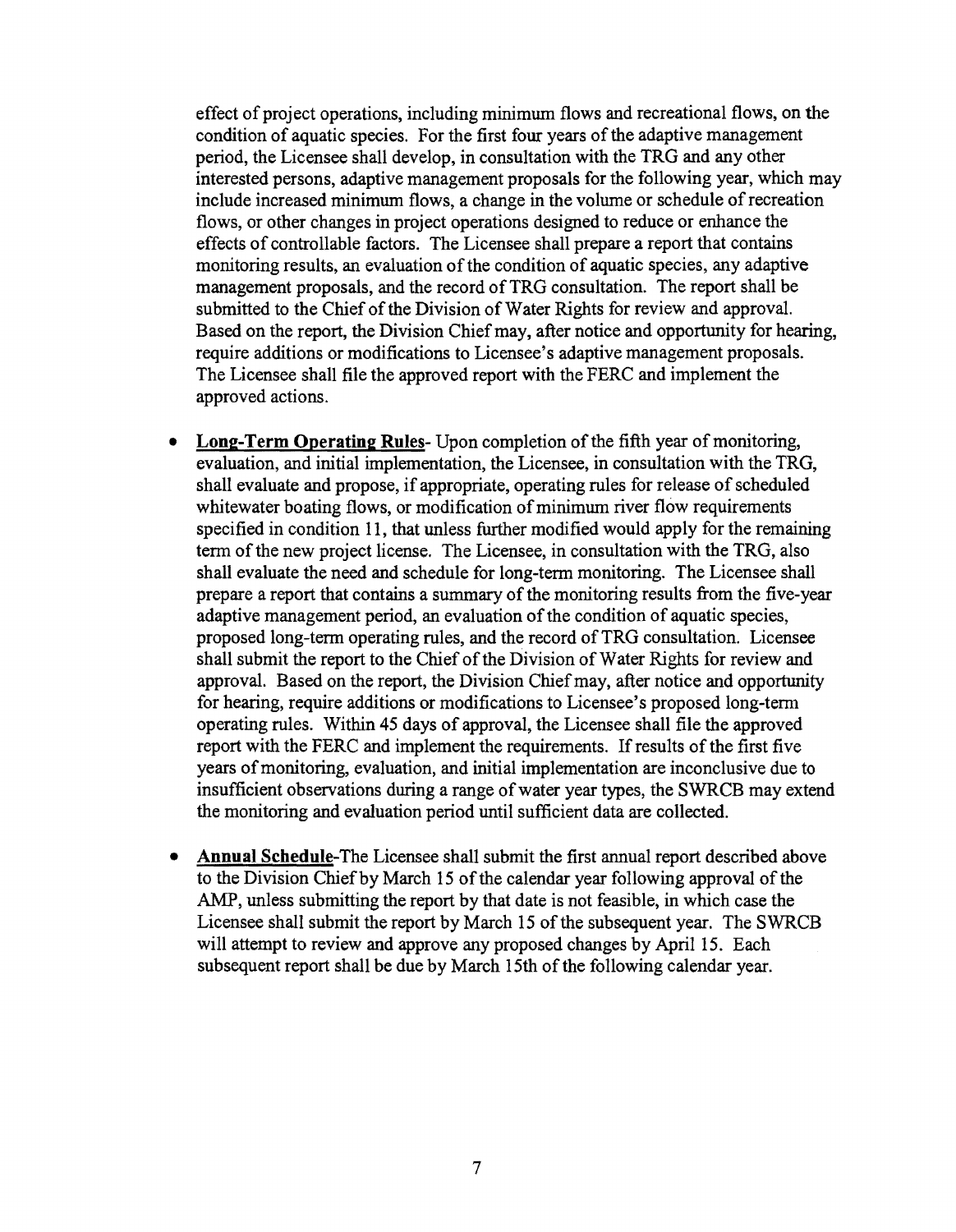effect of project operations, including minimum flows and recreational flows, on the condition of aquatic species. For the first four years of the adaptive management period, the Licensee shall develop, in consultation with the TRG and any other interested persons, adaptive management proposals for the following year, which may include increased minimum flows, a change in the volume or schedule of recreation flows, or other changes in project operations designed to reduce or enhance the effects of controllable factors. The Licensee shall prepare a report that contains monitoring results, an evaluation of the condition of aquatic species, any adaptive management proposals, and the record of TRG consultation. The report shall be submitted to the Chief of the Division of Water Rights for review and approval. Based on the report, the Division Chief may, after notice and opportunity for hearing, require additions or modifications to Licensee's adaptive management proposals. The Licensee shall file the approved report with the FERC and implement the approved actions.

- **Long-Term Operating Rules**- Upon completion of the fifth year of monitoring, evaluation, and initial implementation, the Licensee, in consultation with the TRG, shall evaluate and propose, if appropriate, operating rules for release of scheduled whitewater boating flows, or modification of minimum river flow requirements specified in condition 11, that unless further modified would apply for the remaining term of the new project license. The Licensee, in consultation with the TRG, also shall evaluate the need and schedule for long-term monitoring. The Licensee shall prepare a report that contains a summary of the monitoring results from the five-year adaptive management period, an evaluation of the condition of aquatic species, proposed long-term operating rules, and the record of TRG consultation. Licensee shall submit the report to the Chief of the Division of Water Rights for review and approval. Based on the report, the Division Chief may, after notice and opportunity for hearing, require additions or modifications to Licensee's proposed long-term operating rules. Within 45 days of approval, the Licensee shall file the approved report with the FERC and implement the requirements. If results of the first five years of monitoring, evaluation, and initial implementation are inconclusive due to insufficient observations during a range of water year types, the SWRCB may extend the monitoring and evaluation period until sufficient data are collected.

- **Annual Schedule**-The Licensee shall submit the first annual report described above to the Division Chief by March 15 of the calendar year following approval of the AMP, unless submitting the report by that date is not feasible, in which case the Licensee shall submit the report by March 15 of the subsequent year. The SWRCB will attempt to review and approve any proposed changes by April 15. Each subsequent report shall be due by March 15th of the following calendar year.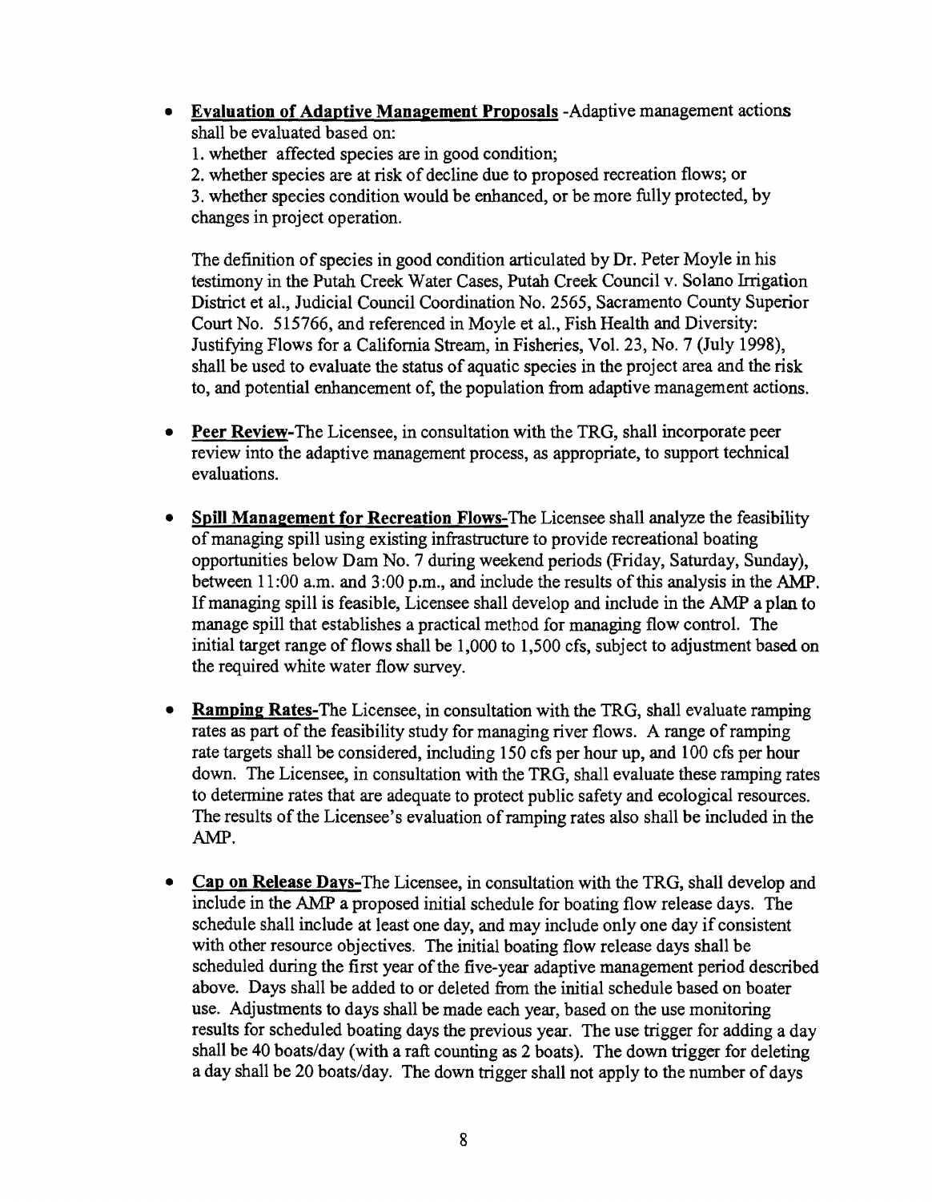- **Evaluation of Adaptive Management Proposals** -Adaptive management actions shall be evaluated based on:
  1. whether affected species are in good condition;
  2. whether species are at risk of decline due to proposed recreation flows; or
  3. whether species condition would be enhanced, or be more fully protected, by changes in project operation.

  The definition of species in good condition articulated by Dr. Peter Moyle in his testimony in the Putah Creek Water Cases, Putah Creek Council v. Solano Irrigation District et al., Judicial Council Coordination No. 2565, Sacramento County Superior Court No. 515766, and referenced in Moyle et al., Fish Health and Diversity: Justifying Flows for a California Stream, in Fisheries, Vol. 23, No. 7 (July 1998), shall be used to evaluate the status of aquatic species in the project area and the risk to, and potential enhancement of, the population from adaptive management actions.

- **Peer Review**-The Licensee, in consultation with the TRG, shall incorporate peer review into the adaptive management process, as appropriate, to support technical evaluations.

- **Spill Management for Recreation Flows**-The Licensee shall analyze the feasibility of managing spill using existing infrastructure to provide recreational boating opportunities below Dam No. 7 during weekend periods (Friday, Saturday, Sunday), between 11:00 a.m. and 3:00 p.m., and include the results of this analysis in the AMP. If managing spill is feasible, Licensee shall develop and include in the AMP a plan to manage spill that establishes a practical method for managing flow control. The initial target range of flows shall be 1,000 to 1,500 cfs, subject to adjustment based on the required white water flow survey.

- **Ramping Rates**-The Licensee, in consultation with the TRG, shall evaluate ramping rates as part of the feasibility study for managing river flows. A range of ramping rate targets shall be considered, including 150 cfs per hour up, and 100 cfs per hour down. The Licensee, in consultation with the TRG, shall evaluate these ramping rates to determine rates that are adequate to protect public safety and ecological resources. The results of the Licensee's evaluation of ramping rates also shall be included in the AMP.

- **Cap on Release Days**-The Licensee, in consultation with the TRG, shall develop and include in the AMP a proposed initial schedule for boating flow release days. The schedule shall include at least one day, and may include only one day if consistent with other resource objectives. The initial boating flow release days shall be scheduled during the first year of the five-year adaptive management period described above. Days shall be added to or deleted from the initial schedule based on boater use. Adjustments to days shall be made each year, based on the use monitoring results for scheduled boating days the previous year. The use trigger for adding a day shall be 40 boats/day (with a raft counting as 2 boats). The down trigger for deleting a day shall be 20 boats/day. The down trigger shall not apply to the number of days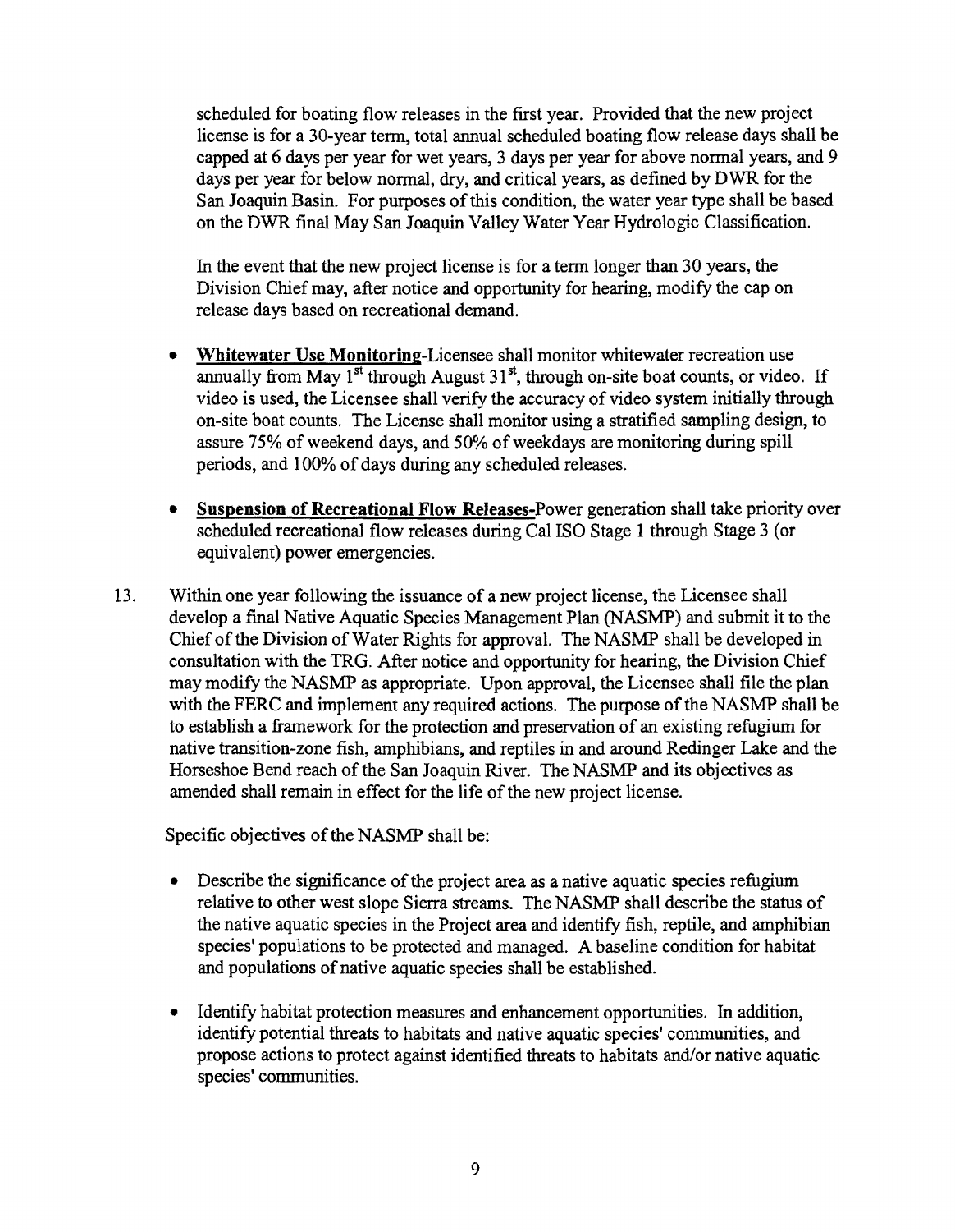scheduled for boating flow releases in the first year. Provided that the new project license is for a 30-year term, total annual scheduled boating flow release days shall be capped at 6 days per year for wet years, 3 days per year for above normal years, and 9 days per year for below normal, dry, and critical years, as defined by DWR for the San Joaquin Basin. For purposes of this condition, the water year type shall be based on the DWR final May San Joaquin Valley Water Year Hydrologic Classification.

In the event that the new project license is for a term longer than 30 years, the Division Chief may, after notice and opportunity for hearing, modify the cap on release days based on recreational demand.

- **Whitewater Use Monitoring**-Licensee shall monitor whitewater recreation use annually from May 1st through August 31st, through on-site boat counts, or video. If video is used, the Licensee shall verify the accuracy of video system initially through on-site boat counts. The License shall monitor using a stratified sampling design, to assure 75% of weekend days, and 50% of weekdays are monitoring during spill periods, and 100% of days during any scheduled releases.

- **Suspension of Recreational Flow Releases**-Power generation shall take priority over scheduled recreational flow releases during Cal ISO Stage 1 through Stage 3 (or equivalent) power emergencies.

13. Within one year following the issuance of a new project license, the Licensee shall develop a final Native Aquatic Species Management Plan (NASMP) and submit it to the Chief of the Division of Water Rights for approval. The NASMP shall be developed in consultation with the TRG. After notice and opportunity for hearing, the Division Chief may modify the NASMP as appropriate. Upon approval, the Licensee shall file the plan with the FERC and implement any required actions. The purpose of the NASMP shall be to establish a framework for the protection and preservation of an existing refugium for native transition-zone fish, amphibians, and reptiles in and around Redinger Lake and the Horseshoe Bend reach of the San Joaquin River. The NASMP and its objectives as amended shall remain in effect for the life of the new project license.

    Specific objectives of the NASMP shall be:

    - Describe the significance of the project area as a native aquatic species refugium relative to other west slope Sierra streams. The NASMP shall describe the status of the native aquatic species in the Project area and identify fish, reptile, and amphibian species' populations to be protected and managed. A baseline condition for habitat and populations of native aquatic species shall be established.

    - Identify habitat protection measures and enhancement opportunities. In addition, identify potential threats to habitats and native aquatic species' communities, and propose actions to protect against identified threats to habitats and/or native aquatic species' communities.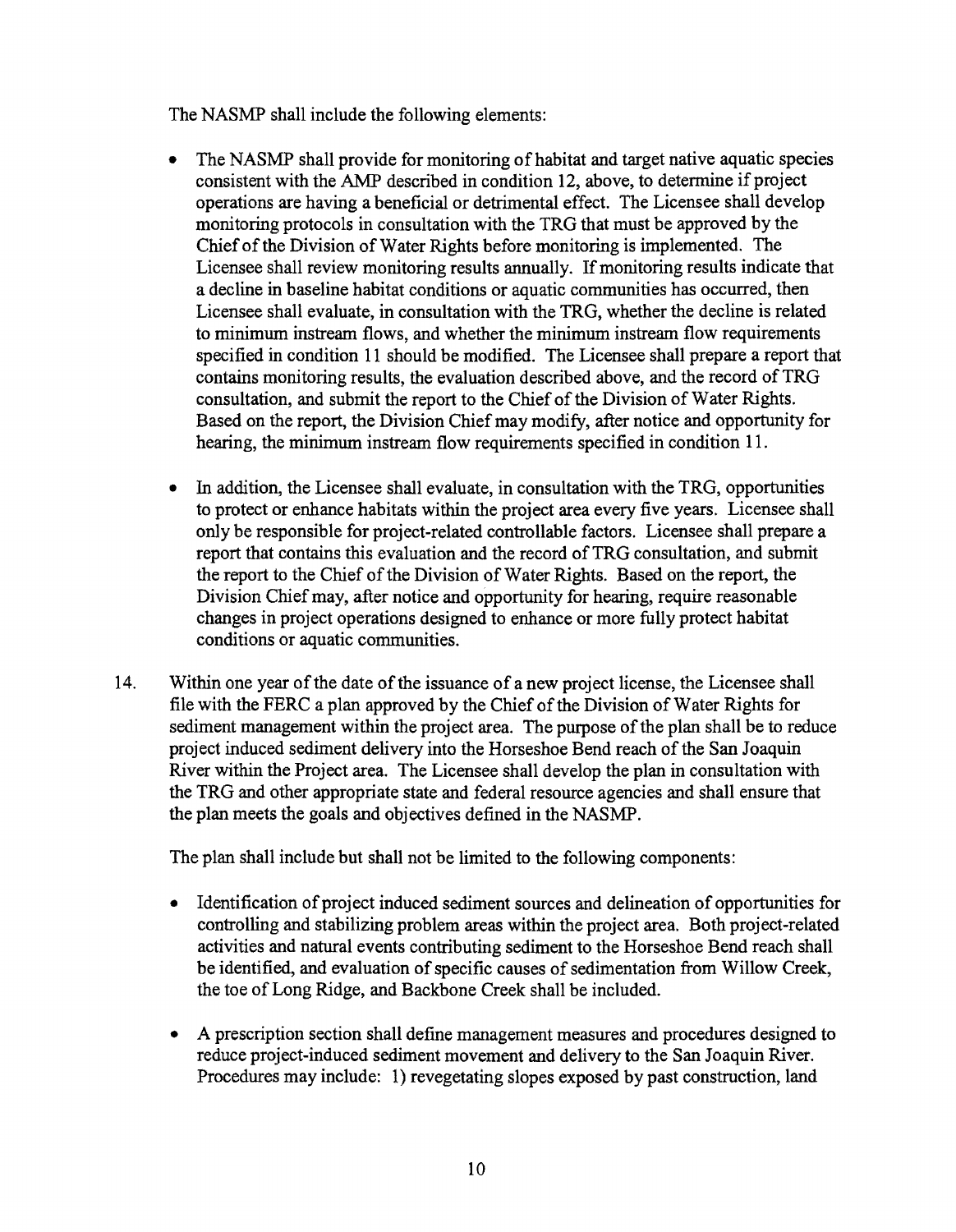The NASMP shall include the following elements:

- The NASMP shall provide for monitoring of habitat and target native aquatic species consistent with the AMP described in condition 12, above, to determine if project operations are having a beneficial or detrimental effect. The Licensee shall develop monitoring protocols in consultation with the TRG that must be approved by the Chief of the Division of Water Rights before monitoring is implemented. The Licensee shall review monitoring results annually. If monitoring results indicate that a decline in baseline habitat conditions or aquatic communities has occurred, then Licensee shall evaluate, in consultation with the TRG, whether the decline is related to minimum instream flows, and whether the minimum instream flow requirements specified in condition 11 should be modified. The Licensee shall prepare a report that contains monitoring results, the evaluation described above, and the record of TRG consultation, and submit the report to the Chief of the Division of Water Rights. Based on the report, the Division Chief may modify, after notice and opportunity for hearing, the minimum instream flow requirements specified in condition 11.

- In addition, the Licensee shall evaluate, in consultation with the TRG, opportunities to protect or enhance habitats within the project area every five years. Licensee shall only be responsible for project-related controllable factors. Licensee shall prepare a report that contains this evaluation and the record of TRG consultation, and submit the report to the Chief of the Division of Water Rights. Based on the report, the Division Chief may, after notice and opportunity for hearing, require reasonable changes in project operations designed to enhance or more fully protect habitat conditions or aquatic communities.

14. Within one year of the date of the issuance of a new project license, the Licensee shall file with the FERC a plan approved by the Chief of the Division of Water Rights for sediment management within the project area. The purpose of the plan shall be to reduce project induced sediment delivery into the Horseshoe Bend reach of the San Joaquin River within the Project area. The Licensee shall develop the plan in consultation with the TRG and other appropriate state and federal resource agencies and shall ensure that the plan meets the goals and objectives defined in the NASMP.

    The plan shall include but shall not be limited to the following components:

    - Identification of project induced sediment sources and delineation of opportunities for controlling and stabilizing problem areas within the project area. Both project-related activities and natural events contributing sediment to the Horseshoe Bend reach shall be identified, and evaluation of specific causes of sedimentation from Willow Creek, the toe of Long Ridge, and Backbone Creek shall be included.

    - A prescription section shall define management measures and procedures designed to reduce project-induced sediment movement and delivery to the San Joaquin River. Procedures may include: 1) revegetating slopes exposed by past construction, land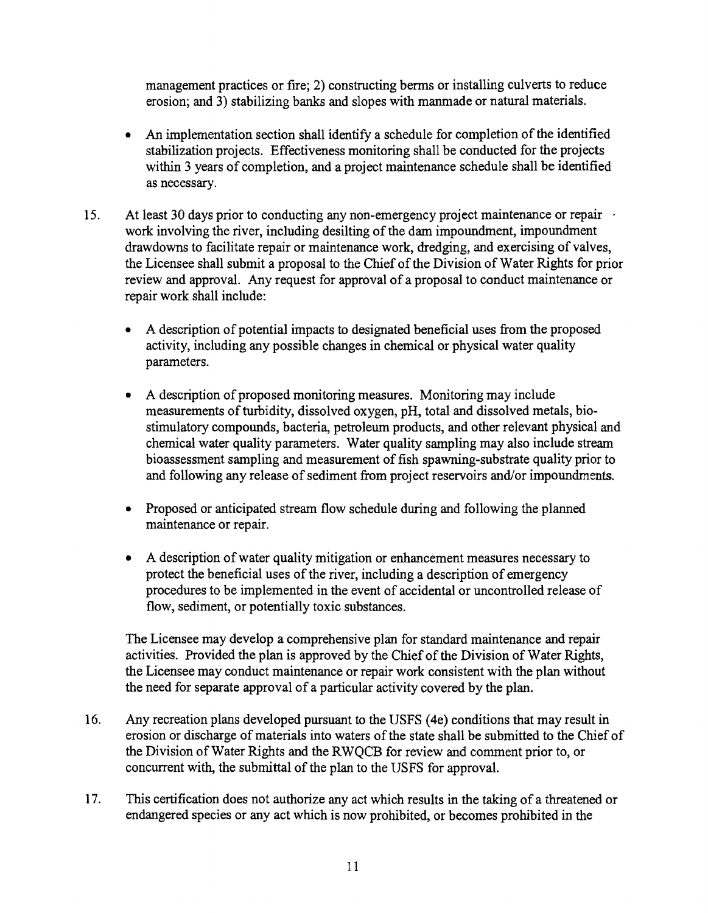management practices or fire; 2) constructing berms or installing culverts to reduce erosion; and 3) stabilizing banks and slopes with manmade or natural materials.

- An implementation section shall identify a schedule for completion of the identified stabilization projects. Effectiveness monitoring shall be conducted for the projects within 3 years of completion, and a project maintenance schedule shall be identified as necessary.

15. At least 30 days prior to conducting any non-emergency project maintenance or repair work involving the river, including desilting of the dam impoundment, impoundment drawdowns to facilitate repair or maintenance work, dredging, and exercising of valves, the Licensee shall submit a proposal to the Chief of the Division of Water Rights for prior review and approval. Any request for approval of a proposal to conduct maintenance or repair work shall include:

    - A description of potential impacts to designated beneficial uses from the proposed activity, including any possible changes in chemical or physical water quality parameters.

    - A description of proposed monitoring measures. Monitoring may include measurements of turbidity, dissolved oxygen, pH, total and dissolved metals, bio-stimulatory compounds, bacteria, petroleum products, and other relevant physical and chemical water quality parameters. Water quality sampling may also include stream bioassessment sampling and measurement of fish spawning-substrate quality prior to and following any release of sediment from project reservoirs and/or impoundments.

    - Proposed or anticipated stream flow schedule during and following the planned maintenance or repair.

    - A description of water quality mitigation or enhancement measures necessary to protect the beneficial uses of the river, including a description of emergency procedures to be implemented in the event of accidental or uncontrolled release of flow, sediment, or potentially toxic substances.

    The Licensee may develop a comprehensive plan for standard maintenance and repair activities. Provided the plan is approved by the Chief of the Division of Water Rights, the Licensee may conduct maintenance or repair work consistent with the plan without the need for separate approval of a particular activity covered by the plan.

16. Any recreation plans developed pursuant to the USFS (4e) conditions that may result in erosion or discharge of materials into waters of the state shall be submitted to the Chief of the Division of Water Rights and the RWQCB for review and comment prior to, or concurrent with, the submittal of the plan to the USFS for approval.

17. This certification does not authorize any act which results in the taking of a threatened or endangered species or any act which is now prohibited, or becomes prohibited in the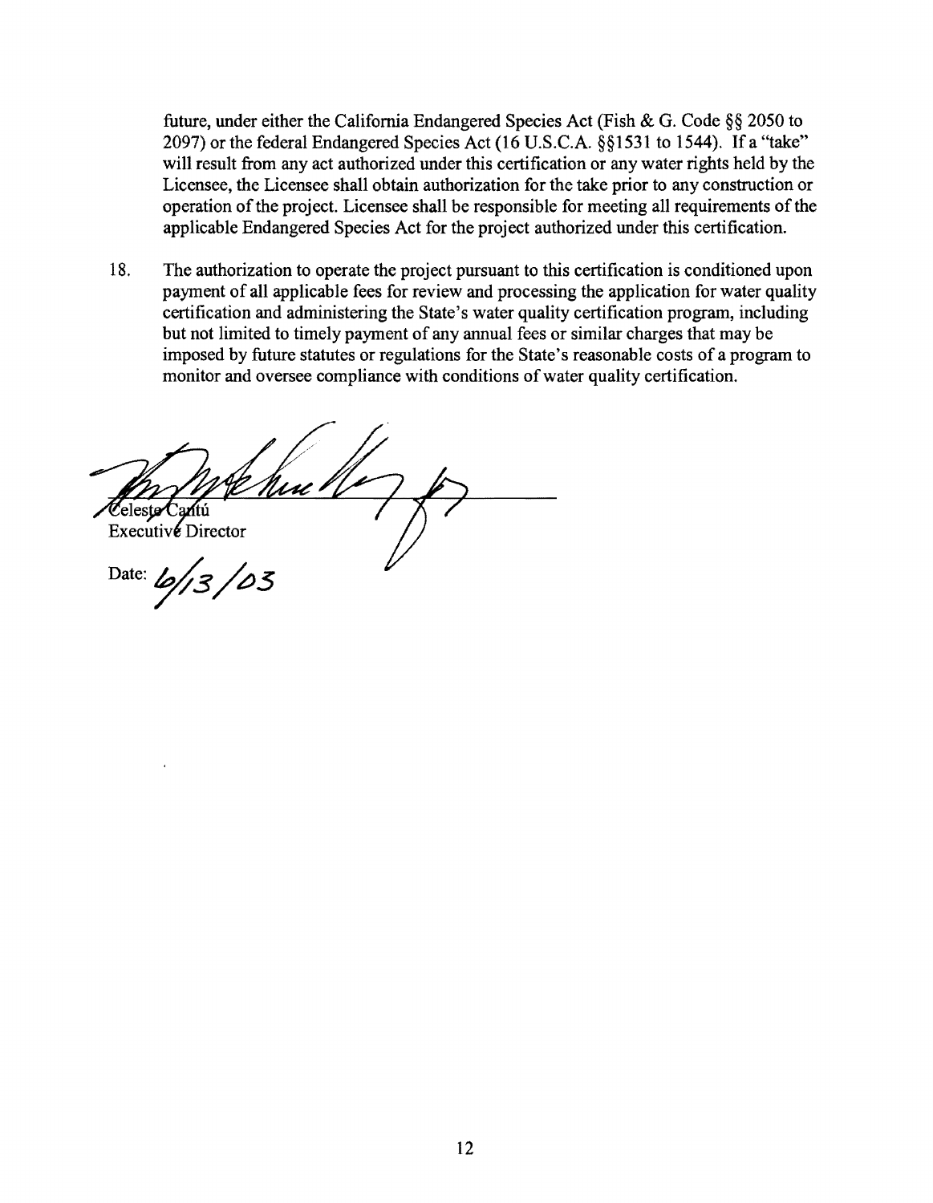future, under either the California Endangered Species Act (Fish & G. Code §§ 2050 to 2097) or the federal Endangered Species Act (16 U.S.C.A. §§1531 to 1544). If a "take" will result from any act authorized under this certification or any water rights held by the Licensee, the Licensee shall obtain authorization for the take prior to any construction or operation of the project. Licensee shall be responsible for meeting all requirements of the applicable Endangered Species Act for the project authorized under this certification.

18. The authorization to operate the project pursuant to this certification is conditioned upon payment of all applicable fees for review and processing the application for water quality certification and administering the State's water quality certification program, including but not limited to timely payment of any annual fees or similar charges that may be imposed by future statutes or regulations for the State's reasonable costs of a program to monitor and oversee compliance with conditions of water quality certification.

Celeste Cantú
Executive Director

Date: 6/13/03